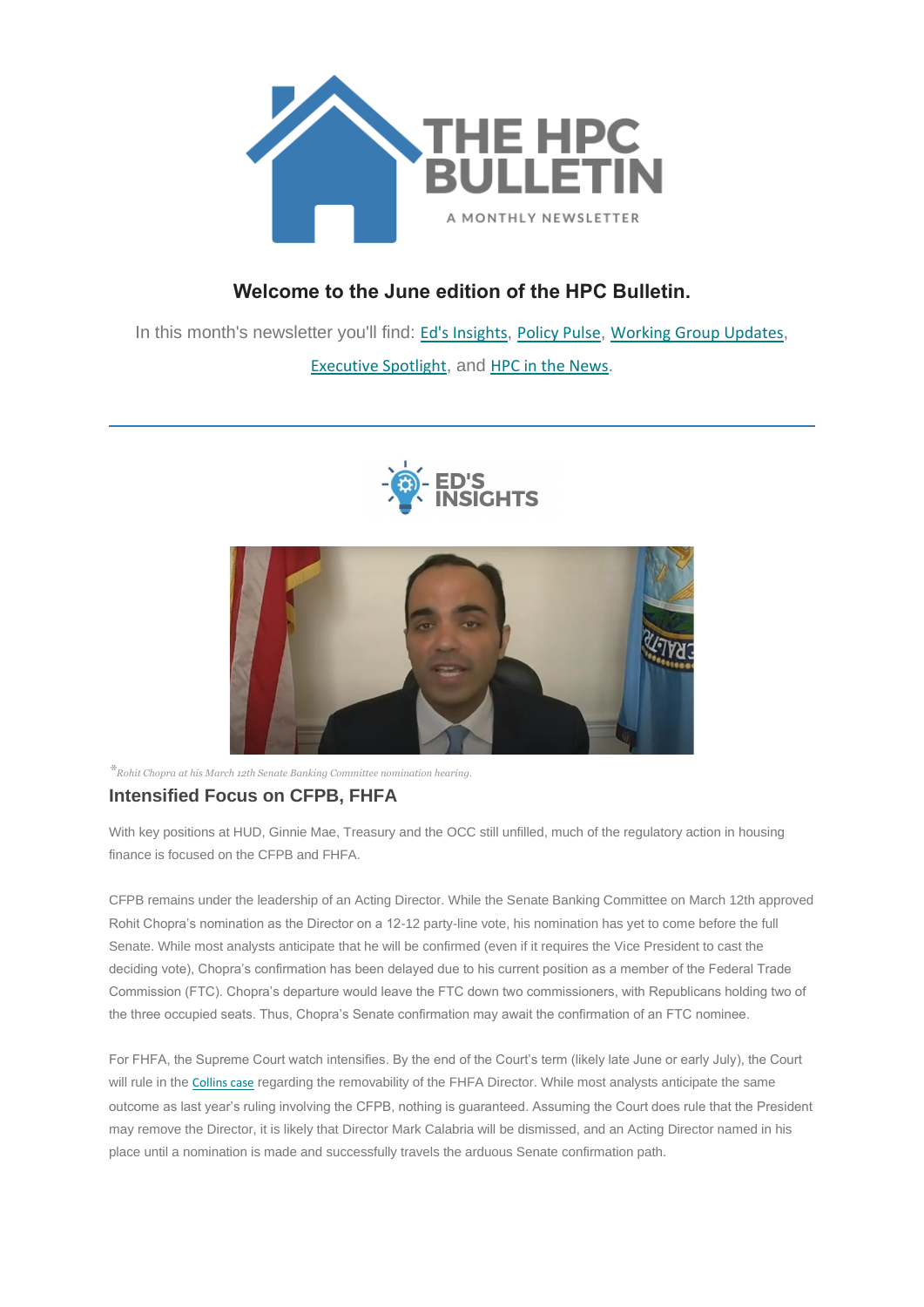# THE HPC BULLETIN

A MONTHLY NEWSLETTER

### Welcome to the June edition of the HPC Bulletin.

In this month's newsletter you'll find: Ed's Insights, Policy Pulse, Working Group Updates, Executive Spotlight, and HPC in the News.

---

## ED'S INSIGHTS

**Rohit Chopra at his March 12th Senate Banking Committee nomination hearing.*

### Intensified Focus on CFPB, FHFA

With key positions at HUD, Ginnie Mae, Treasury and the OCC still unfilled, much of the regulatory action in housing finance is focused on the CFPB and FHFA.

CFPB remains under the leadership of an Acting Director. While the Senate Banking Committee on March 12th approved Rohit Chopra's nomination as the Director on a 12-12 party-line vote, his nomination has yet to come before the full Senate. While most analysts anticipate that he will be confirmed (even if it requires the Vice President to cast the deciding vote), Chopra's confirmation has been delayed due to his current position as a member of the Federal Trade Commission (FTC). Chopra's departure would leave the FTC down two commissioners, with Republicans holding two of the three occupied seats. Thus, Chopra's Senate confirmation may await the confirmation of an FTC nominee.

For FHFA, the Supreme Court watch intensifies. By the end of the Court's term (likely late June or early July), the Court will rule in the Collins case regarding the removability of the FHFA Director. While most analysts anticipate the same outcome as last year's ruling involving the CFPB, nothing is guaranteed. Assuming the Court does rule that the President may remove the Director, it is likely that Director Mark Calabria will be dismissed, and an Acting Director named in his place until a nomination is made and successfully travels the arduous Senate confirmation path.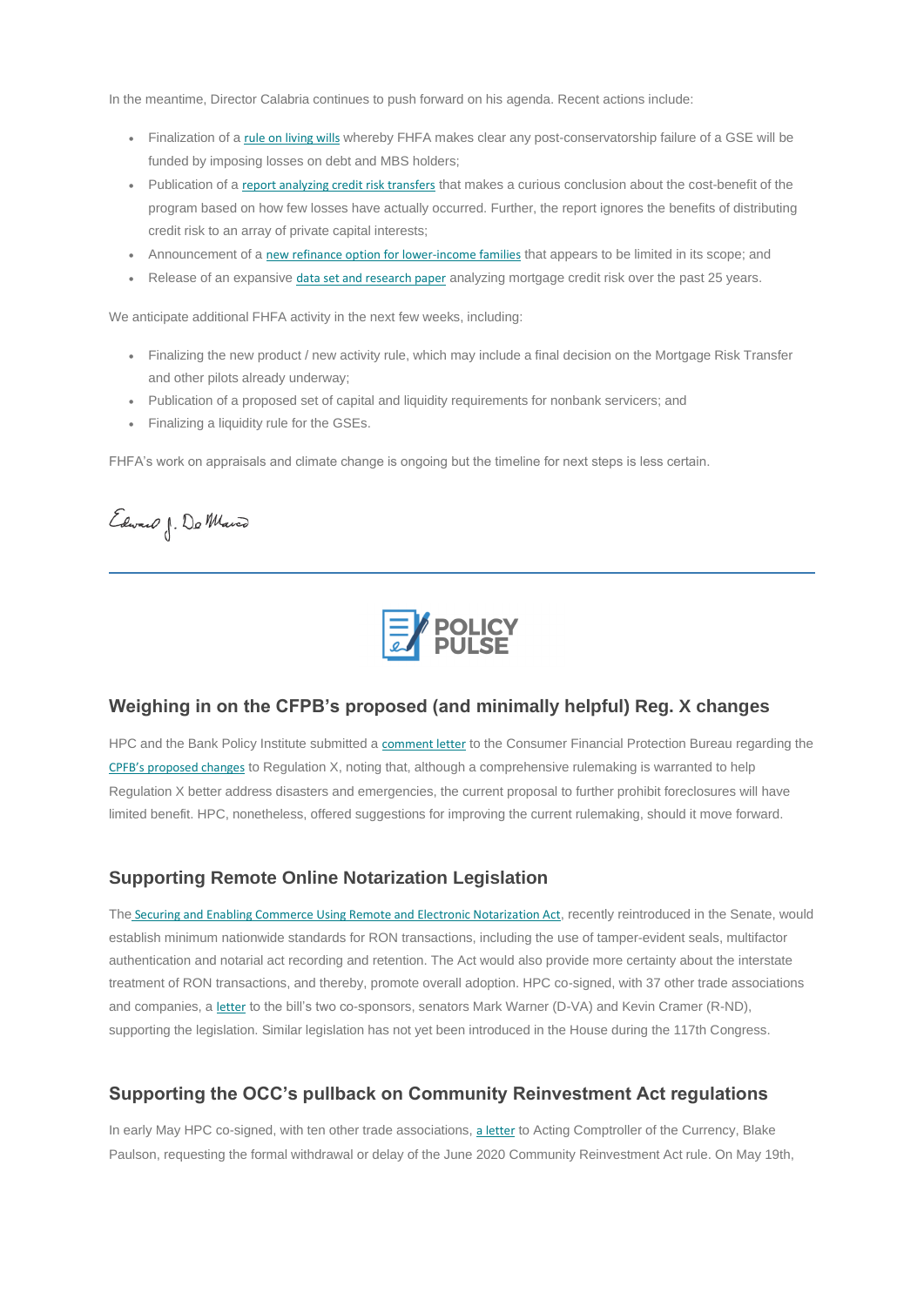In the meantime, Director Calabria continues to push forward on his agenda. Recent actions include:

- Finalization of a rule on living wills whereby FHFA makes clear any post-conservatorship failure of a GSE will be funded by imposing losses on debt and MBS holders;
- Publication of a report analyzing credit risk transfers that makes a curious conclusion about the cost-benefit of the program based on how few losses have actually occurred. Further, the report ignores the benefits of distributing credit risk to an array of private capital interests;
- Announcement of a new refinance option for lower-income families that appears to be limited in its scope; and
- Release of an expansive data set and research paper analyzing mortgage credit risk over the past 25 years.

We anticipate additional FHFA activity in the next few weeks, including:

- Finalizing the new product / new activity rule, which may include a final decision on the Mortgage Risk Transfer and other pilots already underway;
- Publication of a proposed set of capital and liquidity requirements for nonbank servicers; and
- Finalizing a liquidity rule for the GSEs.

FHFA's work on appraisals and climate change is ongoing but the timeline for next steps is less certain.

Edward J. DeMarco

---

POLICY PULSE

## Weighing in on the CFPB's proposed (and minimally helpful) Reg. X changes

HPC and the Bank Policy Institute submitted a comment letter to the Consumer Financial Protection Bureau regarding the CFPB's proposed changes to Regulation X, noting that, although a comprehensive rulemaking is warranted to help Regulation X better address disasters and emergencies, the current proposal to further prohibit foreclosures will have limited benefit. HPC, nonetheless, offered suggestions for improving the current rulemaking, should it move forward.

## Supporting Remote Online Notarization Legislation

The Securing and Enabling Commerce Using Remote and Electronic Notarization Act, recently reintroduced in the Senate, would establish minimum nationwide standards for RON transactions, including the use of tamper-evident seals, multifactor authentication and notarial act recording and retention. The Act would also provide more certainty about the interstate treatment of RON transactions, and thereby, promote overall adoption. HPC co-signed, with 37 other trade associations and companies, a letter to the bill's two co-sponsors, senators Mark Warner (D-VA) and Kevin Cramer (R-ND), supporting the legislation. Similar legislation has not yet been introduced in the House during the 117th Congress.

## Supporting the OCC's pullback on Community Reinvestment Act regulations

In early May HPC co-signed, with ten other trade associations, a letter to Acting Comptroller of the Currency, Blake Paulson, requesting the formal withdrawal or delay of the June 2020 Community Reinvestment Act rule. On May 19th,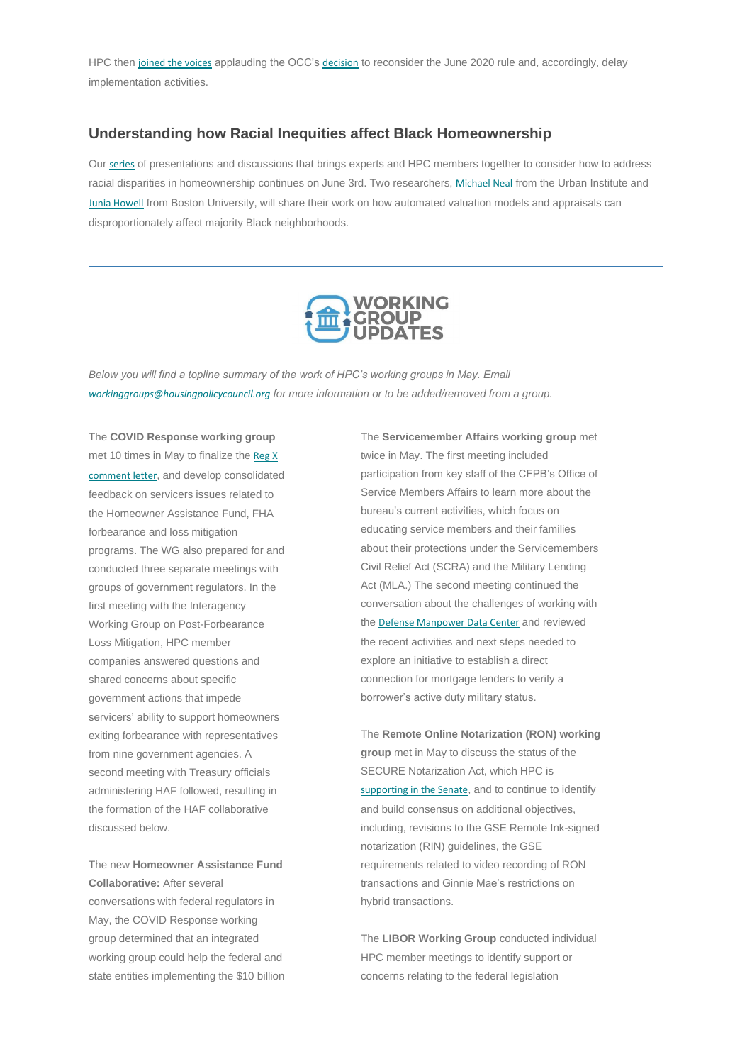HPC then joined the voices applauding the OCC's decision to reconsider the June 2020 rule and, accordingly, delay implementation activities.

## Understanding how Racial Inequities affect Black Homeownership

Our series of presentations and discussions that brings experts and HPC members together to consider how to address racial disparities in homeownership continues on June 3rd. Two researchers, Michael Neal from the Urban Institute and Junia Howell from Boston University, will share their work on how automated valuation models and appraisals can disproportionately affect majority Black neighborhoods.

---

## WORKING GROUP UPDATES

*Below you will find a topline summary of the work of HPC's working groups in May. Email workinggroups@housingpolicycouncil.org for more information or to be added/removed from a group.*

The **COVID Response working group** met 10 times in May to finalize the Reg X comment letter, and develop consolidated feedback on servicers issues related to the Homeowner Assistance Fund, FHA forbearance and loss mitigation programs. The WG also prepared for and conducted three separate meetings with groups of government regulators. In the first meeting with the Interagency Working Group on Post-Forbearance Loss Mitigation, HPC member companies answered questions and shared concerns about specific government actions that impede servicers' ability to support homeowners exiting forbearance with representatives from nine government agencies. A second meeting with Treasury officials administering HAF followed, resulting in the formation of the HAF collaborative discussed below.

The new **Homeowner Assistance Fund Collaborative:** After several conversations with federal regulators in May, the COVID Response working group determined that an integrated working group could help the federal and state entities implementing the $10 billion

The **Servicemember Affairs working group** met twice in May. The first meeting included participation from key staff of the CFPB's Office of Service Members Affairs to learn more about the bureau's current activities, which focus on educating service members and their families about their protections under the Servicemembers Civil Relief Act (SCRA) and the Military Lending Act (MLA.) The second meeting continued the conversation about the challenges of working with the Defense Manpower Data Center and reviewed the recent activities and next steps needed to explore an initiative to establish a direct connection for mortgage lenders to verify a borrower's active duty military status.

The **Remote Online Notarization (RON) working group** met in May to discuss the status of the SECURE Notarization Act, which HPC is supporting in the Senate, and to continue to identify and build consensus on additional objectives, including, revisions to the GSE Remote Ink-signed notarization (RIN) guidelines, the GSE requirements related to video recording of RON transactions and Ginnie Mae's restrictions on hybrid transactions.

The **LIBOR Working Group** conducted individual HPC member meetings to identify support or concerns relating to the federal legislation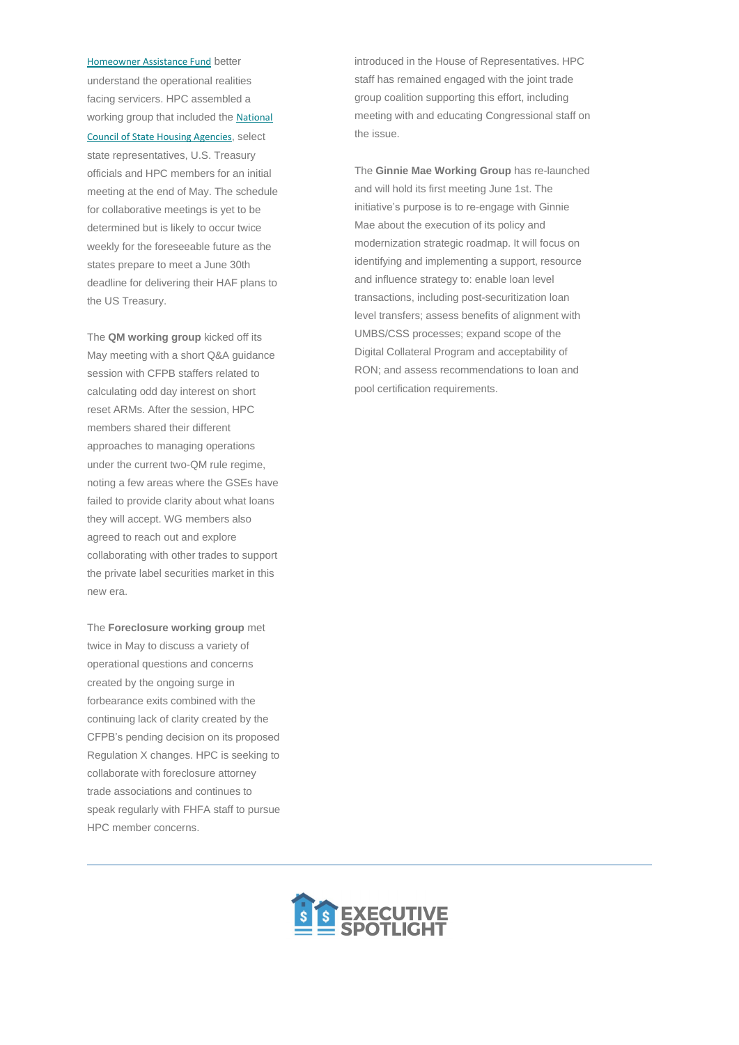Homeowner Assistance Fund better understand the operational realities facing servicers. HPC assembled a working group that included the National Council of State Housing Agencies, select state representatives, U.S. Treasury officials and HPC members for an initial meeting at the end of May. The schedule for collaborative meetings is yet to be determined but is likely to occur twice weekly for the foreseeable future as the states prepare to meet a June 30th deadline for delivering their HAF plans to the US Treasury.

The **QM working group** kicked off its May meeting with a short Q&A guidance session with CFPB staffers related to calculating odd day interest on short reset ARMs. After the session, HPC members shared their different approaches to managing operations under the current two-QM rule regime, noting a few areas where the GSEs have failed to provide clarity about what loans they will accept. WG members also agreed to reach out and explore collaborating with other trades to support the private label securities market in this new era.

The **Foreclosure working group** met twice in May to discuss a variety of operational questions and concerns created by the ongoing surge in forbearance exits combined with the continuing lack of clarity created by the CFPB's pending decision on its proposed Regulation X changes. HPC is seeking to collaborate with foreclosure attorney trade associations and continues to speak regularly with FHFA staff to pursue HPC member concerns.

introduced in the House of Representatives. HPC staff has remained engaged with the joint trade group coalition supporting this effort, including meeting with and educating Congressional staff on the issue.

The **Ginnie Mae Working Group** has re-launched and will hold its first meeting June 1st. The initiative's purpose is to re-engage with Ginnie Mae about the execution of its policy and modernization strategic roadmap. It will focus on identifying and implementing a support, resource and influence strategy to: enable loan level transactions, including post-securitization loan level transfers; assess benefits of alignment with UMBS/CSS processes; expand scope of the Digital Collateral Program and acceptability of RON; and assess recommendations to loan and pool certification requirements.

---

EXECUTIVE SPOTLIGHT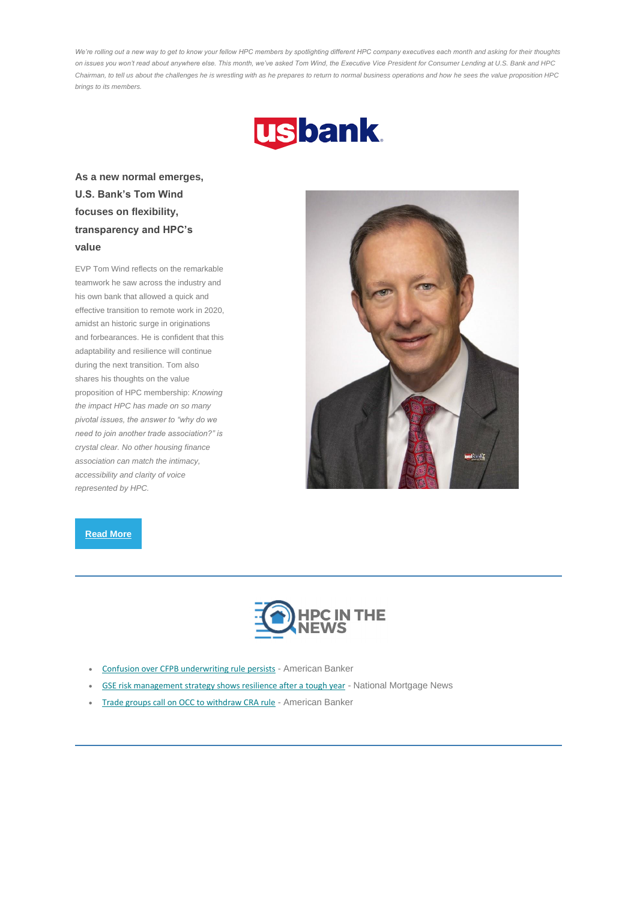*We're rolling out a new way to get to know your fellow HPC members by spotlighting different HPC company executives each month and asking for their thoughts on issues you won't read about anywhere else. This month, we've asked Tom Wind, the Executive Vice President for Consumer Lending at U.S. Bank and HPC Chairman, to tell us about the challenges he is wrestling with as he prepares to return to normal business operations and how he sees the value proposition HPC brings to its members.*

### As a new normal emerges, U.S. Bank's Tom Wind focuses on flexibility, transparency and HPC's value

EVP Tom Wind reflects on the remarkable teamwork he saw across the industry and his own bank that allowed a quick and effective transition to remote work in 2020, amidst an historic surge in originations and forbearances. He is confident that this adaptability and resilience will continue during the next transition. Tom also shares his thoughts on the value proposition of HPC membership: *Knowing the impact HPC has made on so many pivotal issues, the answer to "why do we need to join another trade association?" is crystal clear. No other housing finance association can match the intimacy, accessibility and clarity of voice represented by HPC.*

**Read More**

---

## HPC IN THE NEWS

- Confusion over CFPB underwriting rule persists - American Banker
- GSE risk management strategy shows resilience after a tough year - National Mortgage News
- Trade groups call on OCC to withdraw CRA rule - American Banker

---